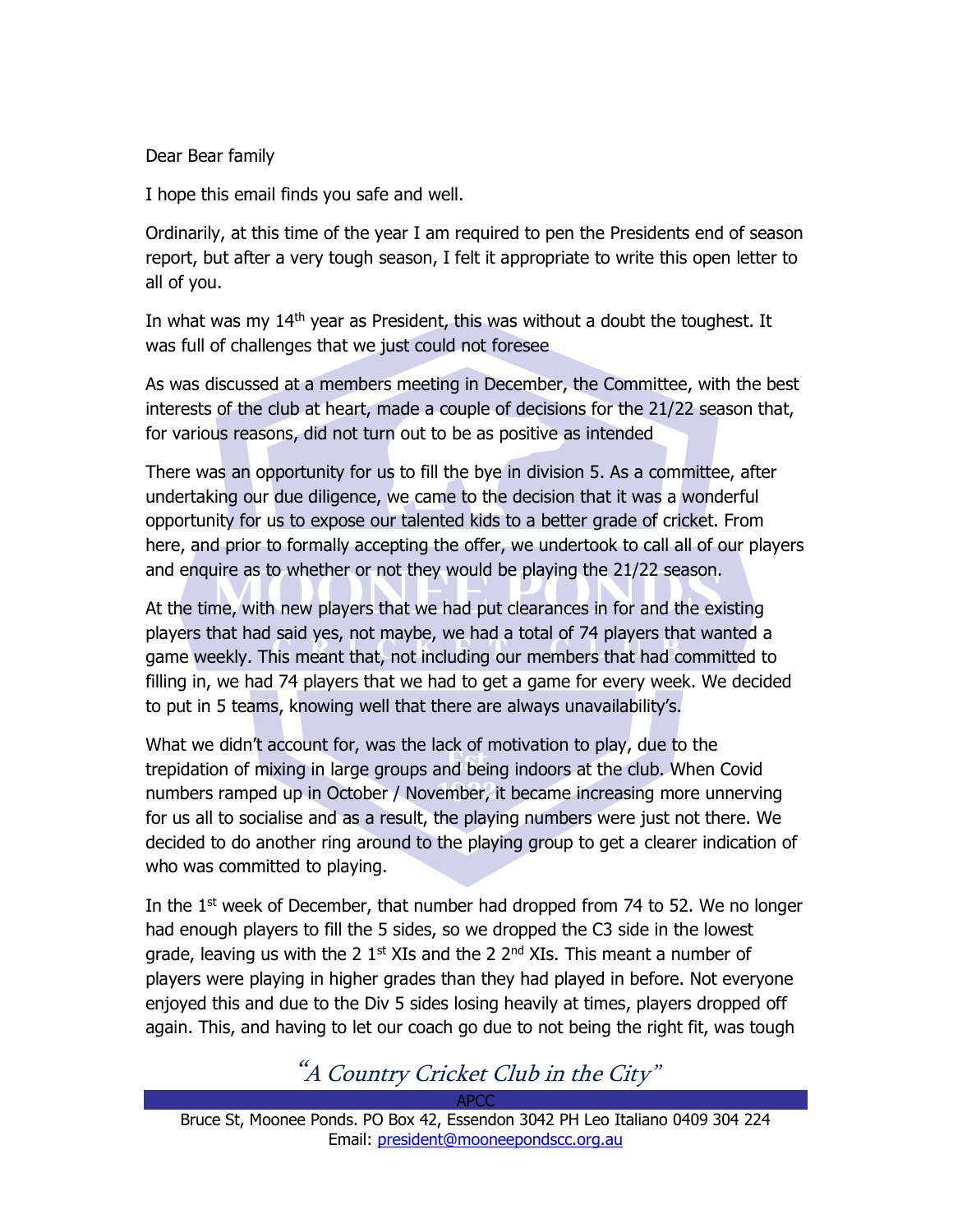Dear Bear family

I hope this email finds you safe and well.

Ordinarily, at this time of the year I am required to pen the Presidents end of season report, but after a very tough season, I felt it appropriate to write this open letter to all of you.

In what was my 14th year as President, this was without a doubt the toughest. It was full of challenges that we just could not foresee

As was discussed at a members meeting in December, the Committee, with the best interests of the club at heart, made a couple of decisions for the 21/22 season that, for various reasons, did not turn out to be as positive as intended

There was an opportunity for us to fill the bye in division 5. As a committee, after undertaking our due diligence, we came to the decision that it was a wonderful opportunity for us to expose our talented kids to a better grade of cricket. From here, and prior to formally accepting the offer, we undertook to call all of our players and enquire as to whether or not they would be playing the 21/22 season.

At the time, with new players that we had put clearances in for and the existing players that had said yes, not maybe, we had a total of 74 players that wanted a game weekly. This meant that, not including our members that had committed to filling in, we had 74 players that we had to get a game for every week. We decided to put in 5 teams, knowing well that there are always unavailability's.

What we didn't account for, was the lack of motivation to play, due to the trepidation of mixing in large groups and being indoors at the club. When Covid numbers ramped up in October / November, it became increasing more unnerving for us all to socialise and as a result, the playing numbers were just not there. We decided to do another ring around to the playing group to get a clearer indication of who was committed to playing.

In the 1st week of December, that number had dropped from 74 to 52. We no longer had enough players to fill the 5 sides, so we dropped the C3 side in the lowest grade, leaving us with the 2 1st XIs and the 2 2nd XIs. This meant a number of players were playing in higher grades than they had played in before. Not everyone enjoyed this and due to the Div 5 sides losing heavily at times, players dropped off again. This, and having to let our coach go due to not being the right fit, was tough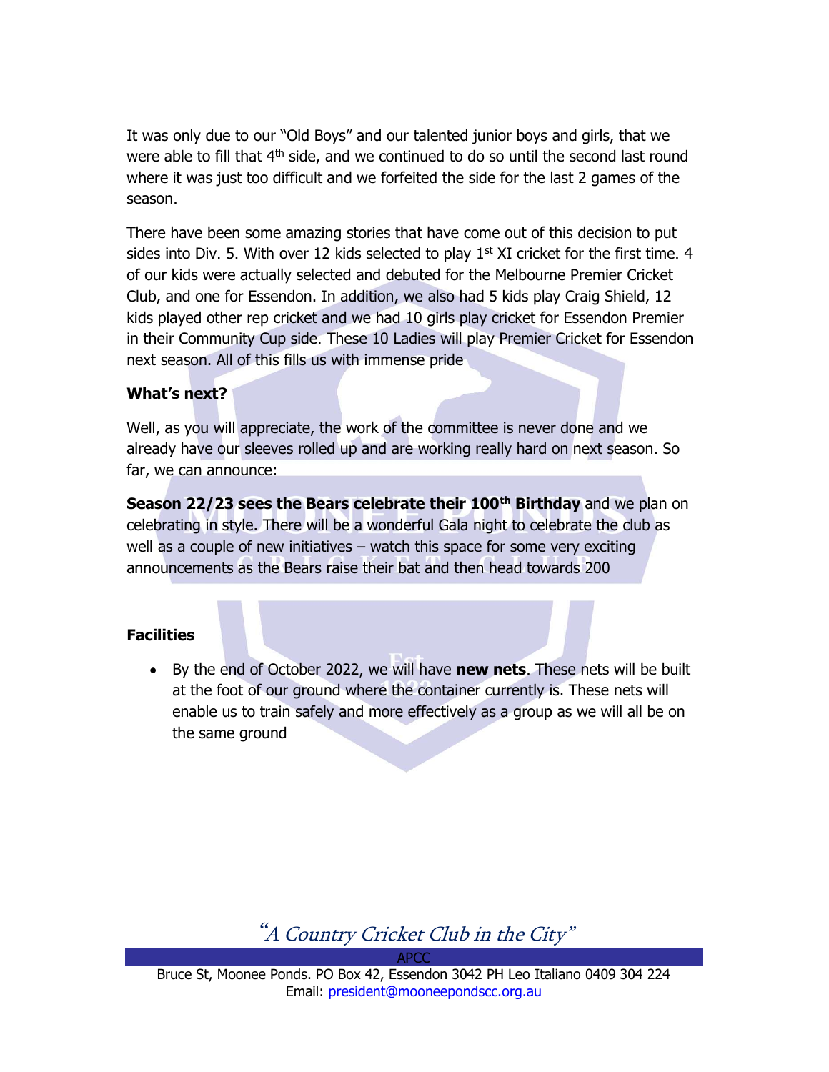It was only due to our "Old Boys" and our talented junior boys and girls, that we were able to fill that 4th side, and we continued to do so until the second last round where it was just too difficult and we forfeited the side for the last 2 games of the season.

There have been some amazing stories that have come out of this decision to put sides into Div. 5. With over 12 kids selected to play 1st XI cricket for the first time. 4 of our kids were actually selected and debuted for the Melbourne Premier Cricket Club, and one for Essendon. In addition, we also had 5 kids play Craig Shield, 12 kids played other rep cricket and we had 10 girls play cricket for Essendon Premier in their Community Cup side. These 10 Ladies will play Premier Cricket for Essendon next season. All of this fills us with immense pride

**What's next?**

Well, as you will appreciate, the work of the committee is never done and we already have our sleeves rolled up and are working really hard on next season. So far, we can announce:

**Season 22/23 sees the Bears celebrate their 100th Birthday** and we plan on celebrating in style. There will be a wonderful Gala night to celebrate the club as well as a couple of new initiatives – watch this space for some very exciting announcements as the Bears raise their bat and then head towards 200

**Facilities**

- By the end of October 2022, we will have **new nets**. These nets will be built at the foot of our ground where the container currently is. These nets will enable us to train safely and more effectively as a group as we will all be on the same ground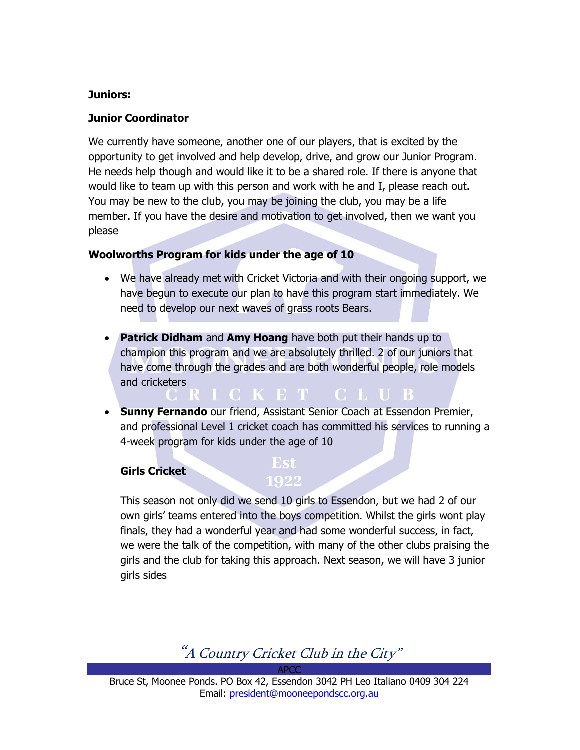**Juniors:**

**Junior Coordinator**

We currently have someone, another one of our players, that is excited by the opportunity to get involved and help develop, drive, and grow our Junior Program. He needs help though and would like it to be a shared role. If there is anyone that would like to team up with this person and work with he and I, please reach out. You may be new to the club, you may be joining the club, you may be a life member. If you have the desire and motivation to get involved, then we want you please

**Woolworths Program for kids under the age of 10**

- We have already met with Cricket Victoria and with their ongoing support, we have begun to execute our plan to have this program start immediately. We need to develop our next waves of grass roots Bears.
- **Patrick Didham** and **Amy Hoang** have both put their hands up to champion this program and we are absolutely thrilled. 2 of our juniors that have come through the grades and are both wonderful people, role models and cricketers
- **Sunny Fernando** our friend, Assistant Senior Coach at Essendon Premier, and professional Level 1 cricket coach has committed his services to running a 4-week program for kids under the age of 10

**Girls Cricket**

This season not only did we send 10 girls to Essendon, but we had 2 of our own girls' teams entered into the boys competition. Whilst the girls wont play finals, they had a wonderful year and had some wonderful success, in fact, we were the talk of the competition, with many of the other clubs praising the girls and the club for taking this approach. Next season, we will have 3 junior girls sides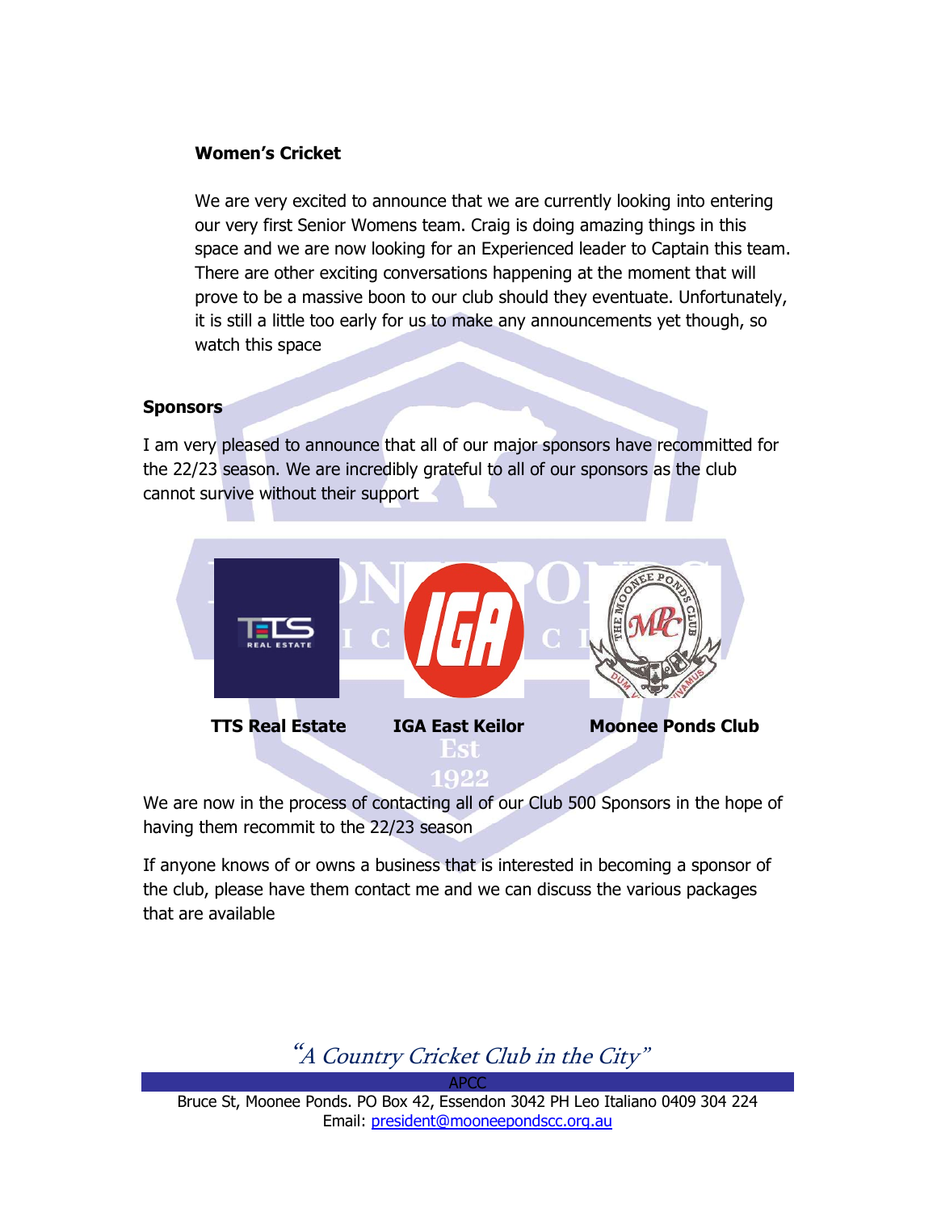**Women's Cricket**

We are very excited to announce that we are currently looking into entering our very first Senior Womens team. Craig is doing amazing things in this space and we are now looking for an Experienced leader to Captain this team. There are other exciting conversations happening at the moment that will prove to be a massive boon to our club should they eventuate. Unfortunately, it is still a little too early for us to make any announcements yet though, so watch this space

**Sponsors**

I am very pleased to announce that all of our major sponsors have recommitted for the 22/23 season. We are incredibly grateful to all of our sponsors as the club cannot survive without their support

**TTS Real Estate** **IGA East Keilor** **Moonee Ponds Club**

We are now in the process of contacting all of our Club 500 Sponsors in the hope of having them recommit to the 22/23 season

If anyone knows of or owns a business that is interested in becoming a sponsor of the club, please have them contact me and we can discuss the various packages that are available

*"A Country Cricket Club in the City"*

APCC

Bruce St, Moonee Ponds. PO Box 42, Essendon 3042 PH Leo Italiano 0409 304 224
Email: president@mooneepondscc.org.au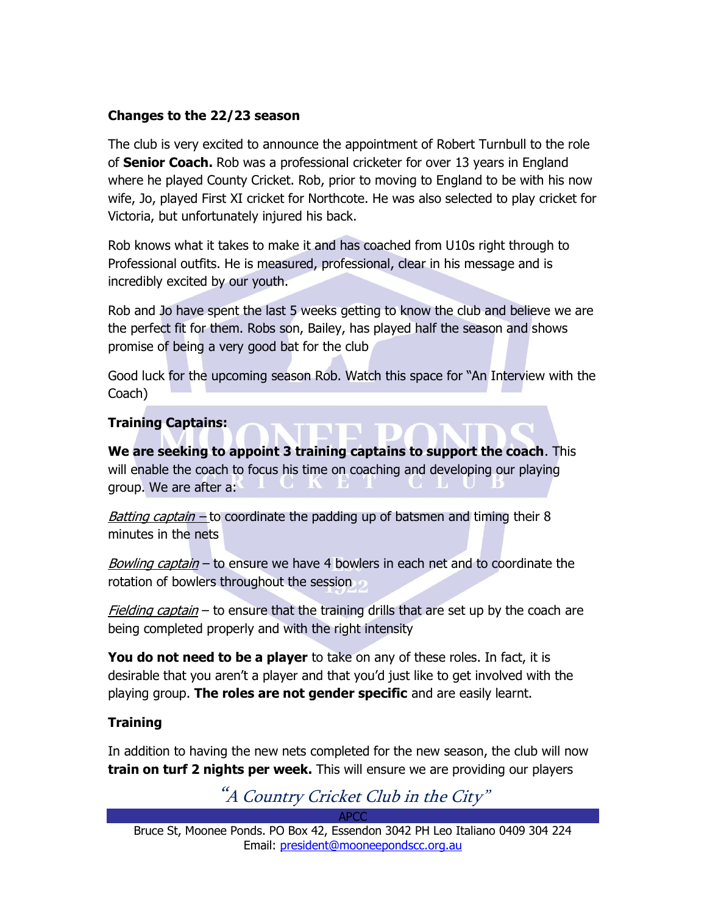**Changes to the 22/23 season**

The club is very excited to announce the appointment of Robert Turnbull to the role of **Senior Coach.** Rob was a professional cricketer for over 13 years in England where he played County Cricket. Rob, prior to moving to England to be with his now wife, Jo, played First XI cricket for Northcote. He was also selected to play cricket for Victoria, but unfortunately injured his back.

Rob knows what it takes to make it and has coached from U10s right through to Professional outfits. He is measured, professional, clear in his message and is incredibly excited by our youth.

Rob and Jo have spent the last 5 weeks getting to know the club and believe we are the perfect fit for them. Robs son, Bailey, has played half the season and shows promise of being a very good bat for the club

Good luck for the upcoming season Rob. Watch this space for "An Interview with the Coach)

**Training Captains:**

**We are seeking to appoint 3 training captains to support the coach**. This will enable the coach to focus his time on coaching and developing our playing group. We are after a:

*Batting captain –* to coordinate the padding up of batsmen and timing their 8 minutes in the nets

*Bowling captain* – to ensure we have 4 bowlers in each net and to coordinate the rotation of bowlers throughout the session

*Fielding captain* – to ensure that the training drills that are set up by the coach are being completed properly and with the right intensity

**You do not need to be a player** to take on any of these roles. In fact, it is desirable that you aren't a player and that you'd just like to get involved with the playing group. **The roles are not gender specific** and are easily learnt.

**Training**

In addition to having the new nets completed for the new season, the club will now **train on turf 2 nights per week.** This will ensure we are providing our players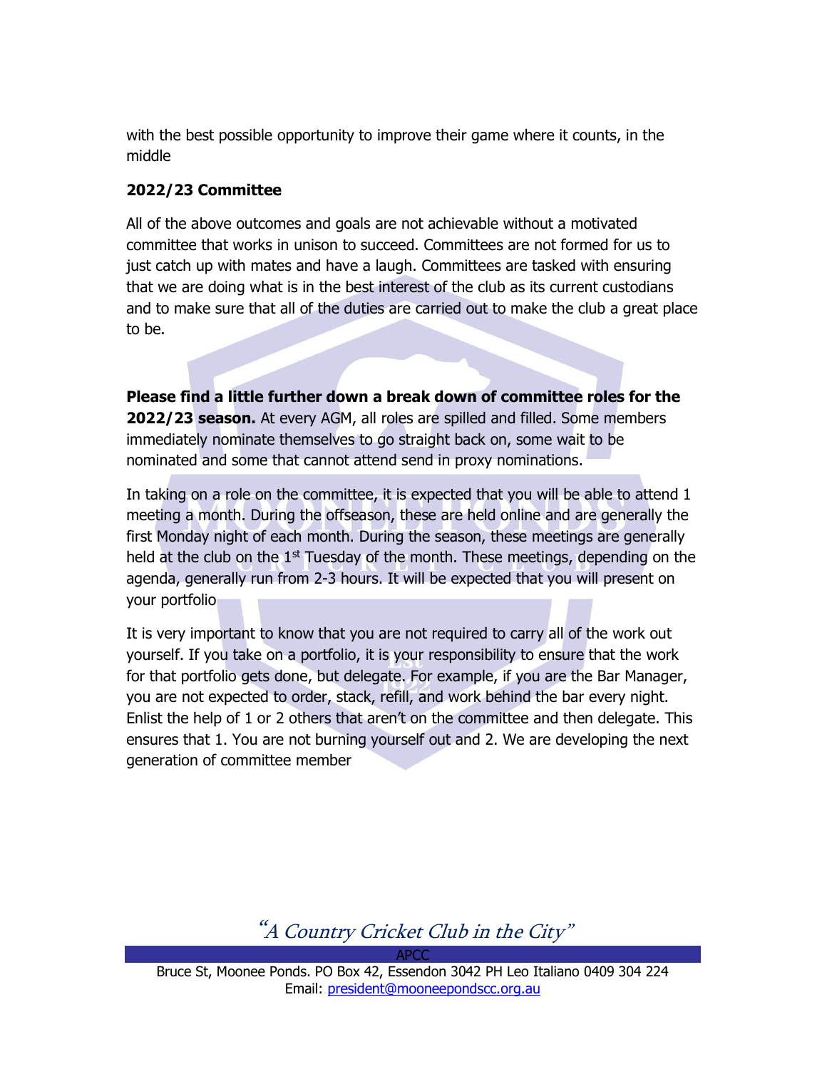with the best possible opportunity to improve their game where it counts, in the middle

## 2022/23 Committee

All of the above outcomes and goals are not achievable without a motivated committee that works in unison to succeed. Committees are not formed for us to just catch up with mates and have a laugh. Committees are tasked with ensuring that we are doing what is in the best interest of the club as its current custodians and to make sure that all of the duties are carried out to make the club a great place to be.

**Please find a little further down a break down of committee roles for the 2022/23 season.** At every AGM, all roles are spilled and filled. Some members immediately nominate themselves to go straight back on, some wait to be nominated and some that cannot attend send in proxy nominations.

In taking on a role on the committee, it is expected that you will be able to attend 1 meeting a month. During the offseason, these are held online and are generally the first Monday night of each month. During the season, these meetings are generally held at the club on the 1st Tuesday of the month. These meetings, depending on the agenda, generally run from 2-3 hours. It will be expected that you will present on your portfolio

It is very important to know that you are not required to carry all of the work out yourself. If you take on a portfolio, it is your responsibility to ensure that the work for that portfolio gets done, but delegate. For example, if you are the Bar Manager, you are not expected to order, stack, refill, and work behind the bar every night. Enlist the help of 1 or 2 others that aren't on the committee and then delegate. This ensures that 1. You are not burning yourself out and 2. We are developing the next generation of committee member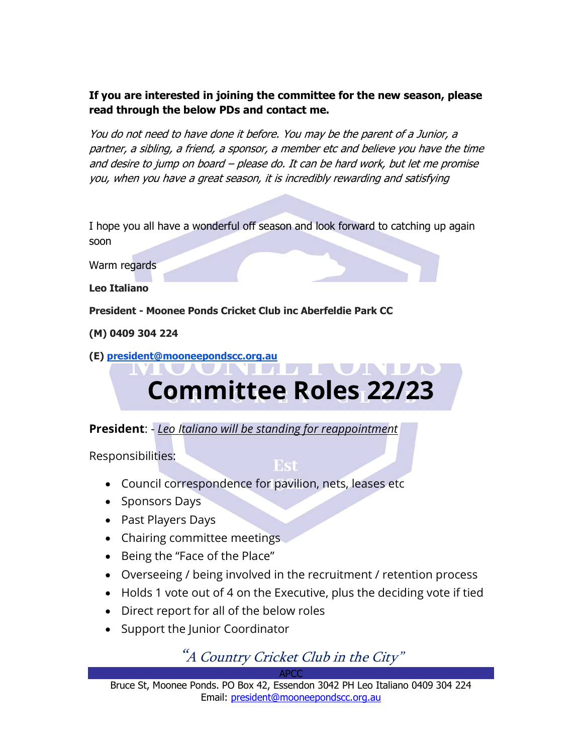**If you are interested in joining the committee for the new season, please read through the below PDs and contact me.**

*You do not need to have done it before. You may be the parent of a Junior, a partner, a sibling, a friend, a sponsor, a member etc and believe you have the time and desire to jump on board – please do. It can be hard work, but let me promise you, when you have a great season, it is incredibly rewarding and satisfying*

I hope you all have a wonderful off season and look forward to catching up again soon

Warm regards

**Leo Italiano**

**President - Moonee Ponds Cricket Club inc Aberfeldie Park CC**

**(M) 0409 304 224**

**(E) president@mooneepondscc.org.au**

# Committee Roles 22/23

**President**: - *Leo Italiano will be standing for reappointment*

Responsibilities:

- Council correspondence for pavilion, nets, leases etc
- Sponsors Days
- Past Players Days
- Chairing committee meetings
- Being the "Face of the Place"
- Overseeing / being involved in the recruitment / retention process
- Holds 1 vote out of 4 on the Executive, plus the deciding vote if tied
- Direct report for all of the below roles
- Support the Junior Coordinator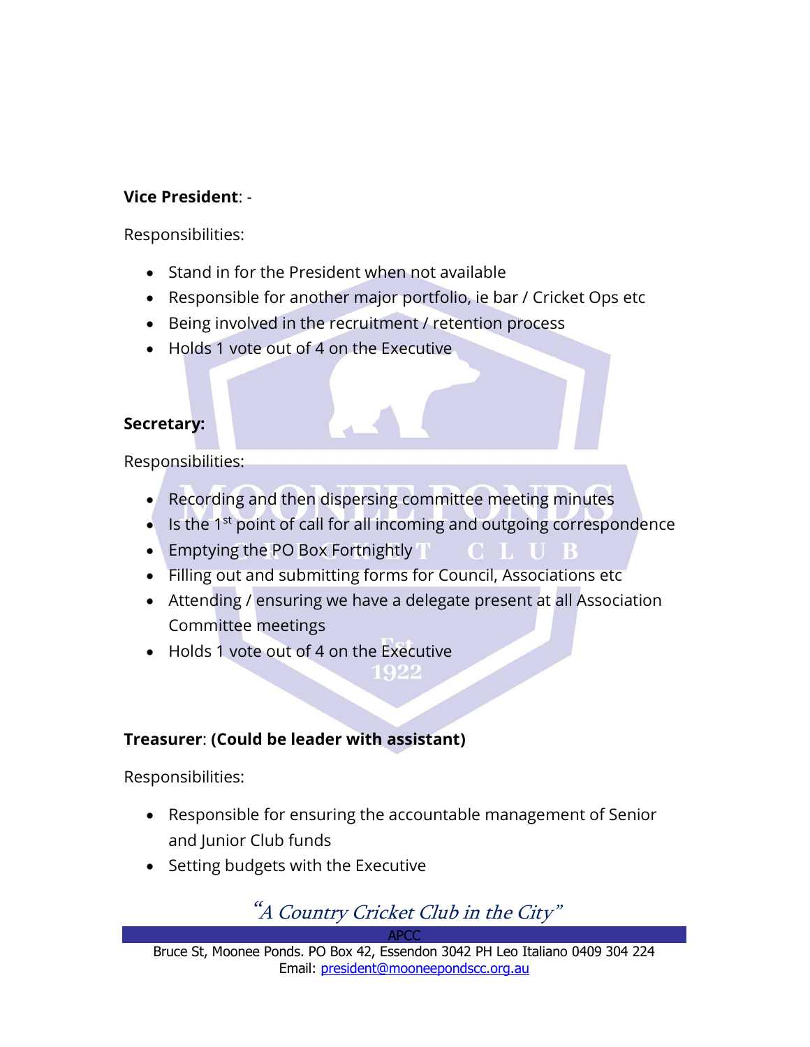**Vice President**: -

Responsibilities:

- Stand in for the President when not available
- Responsible for another major portfolio, ie bar / Cricket Ops etc
- Being involved in the recruitment / retention process
- Holds 1 vote out of 4 on the Executive

**Secretary:**

Responsibilities:

- Recording and then dispersing committee meeting minutes
- Is the 1st point of call for all incoming and outgoing correspondence
- Emptying the PO Box Fortnightly
- Filling out and submitting forms for Council, Associations etc
- Attending / ensuring we have a delegate present at all Association Committee meetings
- Holds 1 vote out of 4 on the Executive

**Treasurer**: **(Could be leader with assistant)**

Responsibilities:

- Responsible for ensuring the accountable management of Senior and Junior Club funds
- Setting budgets with the Executive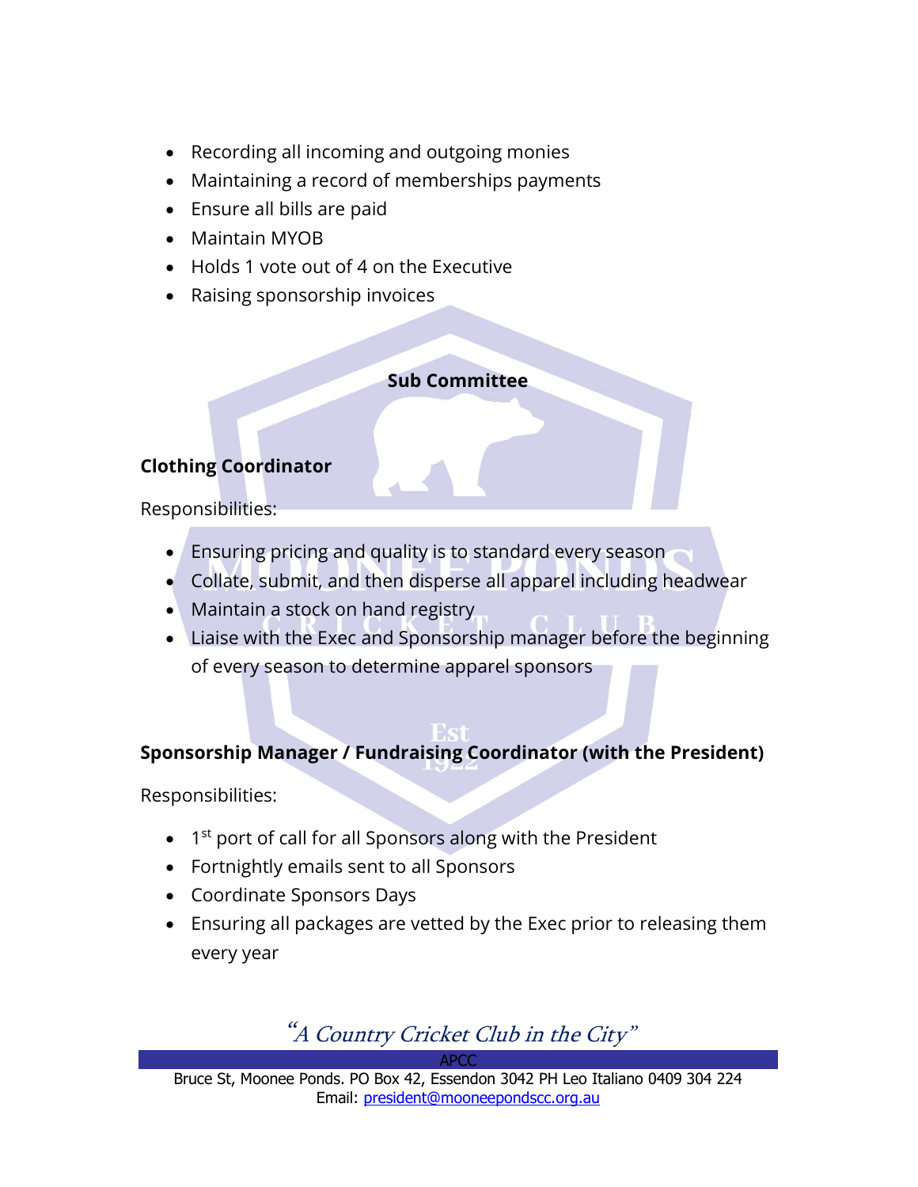- Recording all incoming and outgoing monies
- Maintaining a record of memberships payments
- Ensure all bills are paid
- Maintain MYOB
- Holds 1 vote out of 4 on the Executive
- Raising sponsorship invoices

**Sub Committee**

**Clothing Coordinator**

Responsibilities:

- Ensuring pricing and quality is to standard every season
- Collate, submit, and then disperse all apparel including headwear
- Maintain a stock on hand registry
- Liaise with the Exec and Sponsorship manager before the beginning of every season to determine apparel sponsors

**Sponsorship Manager / Fundraising Coordinator (with the President)**

Responsibilities:

- 1st port of call for all Sponsors along with the President
- Fortnightly emails sent to all Sponsors
- Coordinate Sponsors Days
- Ensuring all packages are vetted by the Exec prior to releasing them every year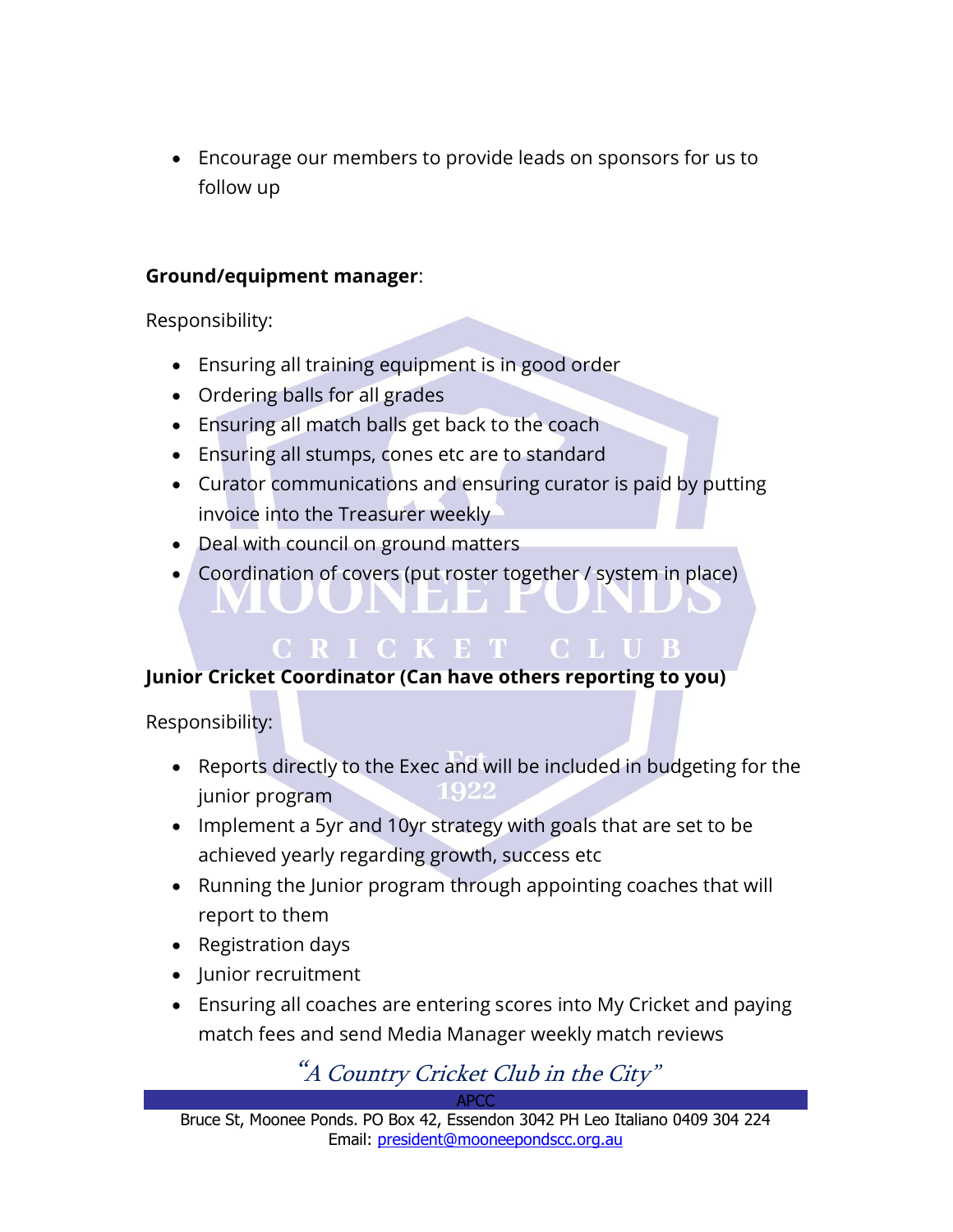- Encourage our members to provide leads on sponsors for us to follow up

**Ground/equipment manager**:

Responsibility:

- Ensuring all training equipment is in good order
- Ordering balls for all grades
- Ensuring all match balls get back to the coach
- Ensuring all stumps, cones etc are to standard
- Curator communications and ensuring curator is paid by putting invoice into the Treasurer weekly
- Deal with council on ground matters
- Coordination of covers (put roster together / system in place)

**Junior Cricket Coordinator (Can have others reporting to you)**

Responsibility:

- Reports directly to the Exec and will be included in budgeting for the junior program
- Implement a 5yr and 10yr strategy with goals that are set to be achieved yearly regarding growth, success etc
- Running the Junior program through appointing coaches that will report to them
- Registration days
- Junior recruitment
- Ensuring all coaches are entering scores into My Cricket and paying match fees and send Media Manager weekly match reviews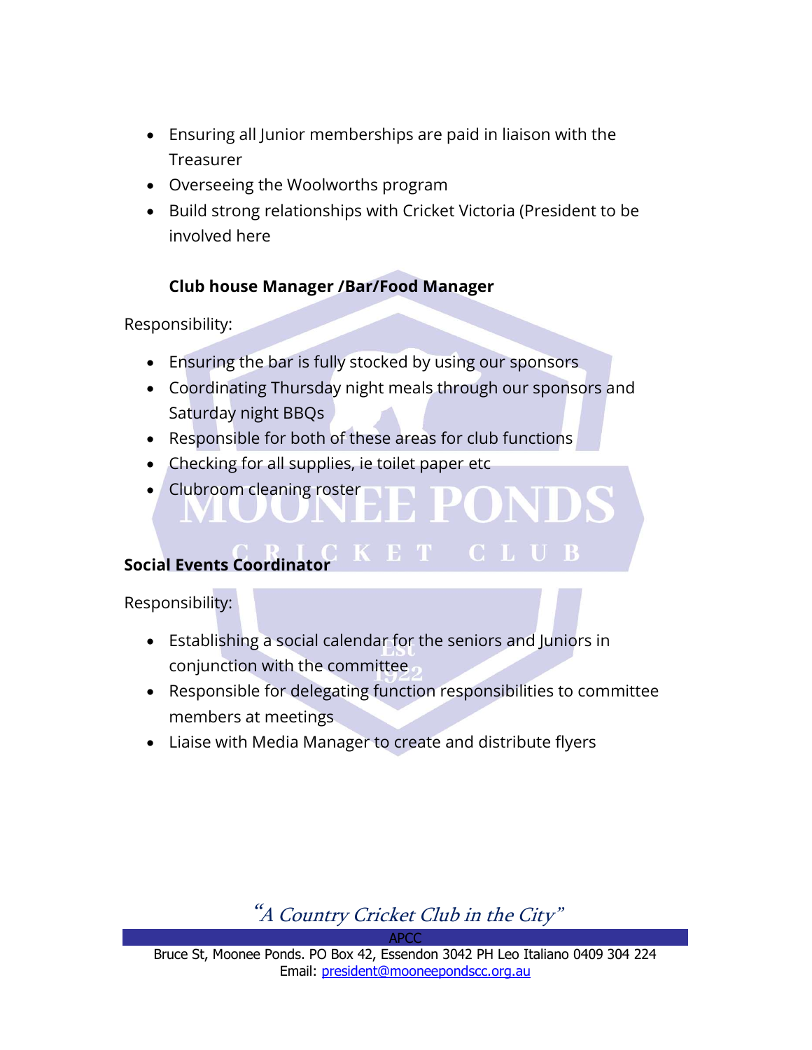- Ensuring all Junior memberships are paid in liaison with the Treasurer
- Overseeing the Woolworths program
- Build strong relationships with Cricket Victoria (President to be involved here

**Club house Manager /Bar/Food Manager**

Responsibility:

- Ensuring the bar is fully stocked by using our sponsors
- Coordinating Thursday night meals through our sponsors and Saturday night BBQs
- Responsible for both of these areas for club functions
- Checking for all supplies, ie toilet paper etc
- Clubroom cleaning roster

**Social Events Coordinator**

Responsibility:

- Establishing a social calendar for the seniors and Juniors in conjunction with the committee
- Responsible for delegating function responsibilities to committee members at meetings
- Liaise with Media Manager to create and distribute flyers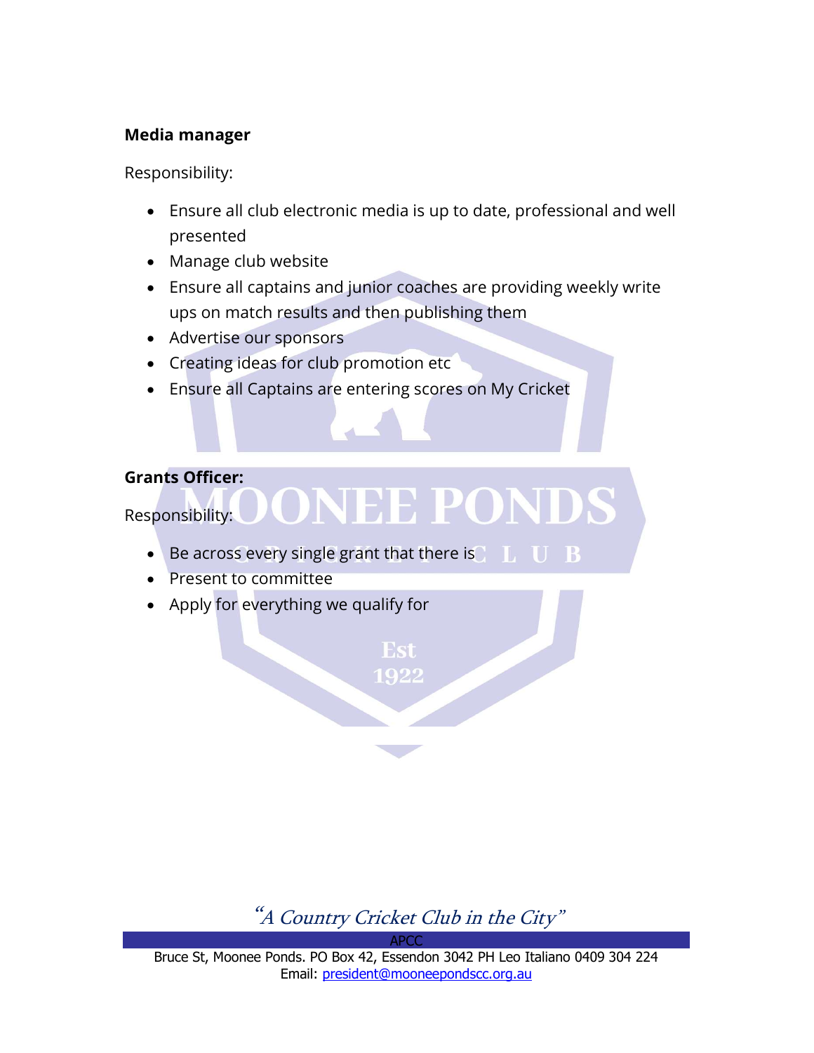**Media manager**

Responsibility:

- Ensure all club electronic media is up to date, professional and well presented
- Manage club website
- Ensure all captains and junior coaches are providing weekly write ups on match results and then publishing them
- Advertise our sponsors
- Creating ideas for club promotion etc
- Ensure all Captains are entering scores on My Cricket

**Grants Officer:**

Responsibility:

- Be across every single grant that there is
- Present to committee
- Apply for everything we qualify for